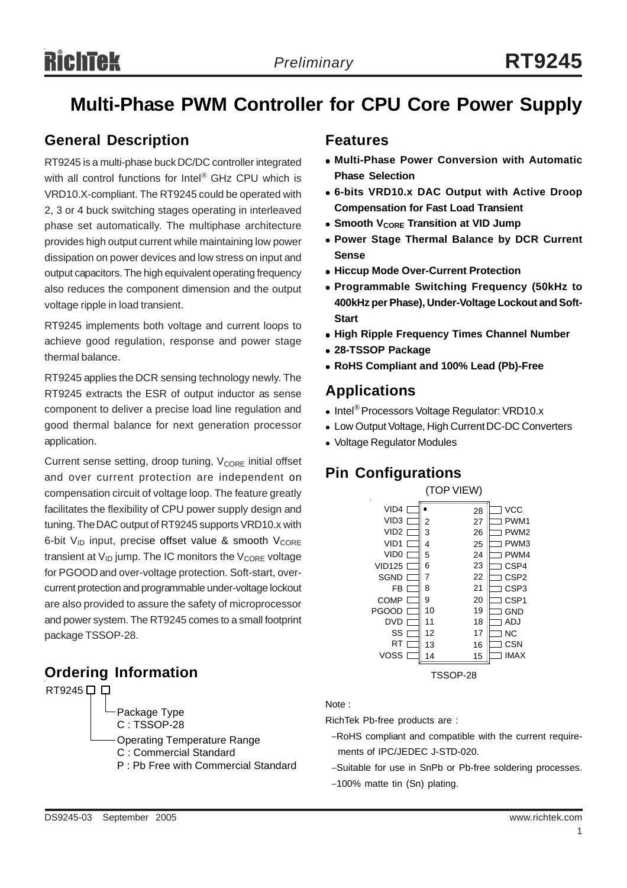# Multi-Phase PWM Controller for CPU Core Power Supply

## General Description

RT9245 is a multi-phase buck DC/DC controller integrated with all control functions for Intel® GHz CPU which is VRD10.X-compliant. The RT9245 could be operated with 2, 3 or 4 buck switching stages operating in interleaved phase set automatically. The multiphase architecture provides high output current while maintaining low power dissipation on power devices and low stress on input and output capacitors. The high equivalent operating frequency also reduces the component dimension and the output voltage ripple in load transient.

RT9245 implements both voltage and current loops to achieve good regulation, response and power stage thermal balance.

RT9245 applies the DCR sensing technology newly. The RT9245 extracts the ESR of output inductor as sense component to deliver a precise load line regulation and good thermal balance for next generation processor application.

Current sense setting, droop tuning, $V_{CORE}$ initial offset and over current protection are independent on compensation circuit of voltage loop. The feature greatly facilitates the flexibility of CPU power supply design and tuning. The DAC output of RT9245 supports VRD10.x with 6-bit $V_{ID}$ input, precise offset value & smooth $V_{CORE}$ transient at $V_{ID}$ jump. The IC monitors the $V_{CORE}$ voltage for PGOOD and over-voltage protection. Soft-start, over-current protection and programmable under-voltage lockout are also provided to assure the safety of microprocessor and power system. The RT9245 comes to a small footprint package TSSOP-28.

## Ordering Information

RT9245 □ □

- Package Type
  - C : TSSOP-28
- Operating Temperature Range
  - C : Commercial Standard
  - P : Pb Free with Commercial Standard

## Features

- **Multi-Phase Power Conversion with Automatic Phase Selection**
- **6-bits VRD10.x DAC Output with Active Droop Compensation for Fast Load Transient**
- **Smooth $V_{CORE}$ Transition at VID Jump**
- **Power Stage Thermal Balance by DCR Current Sense**
- **Hiccup Mode Over-Current Protection**
- **Programmable Switching Frequency (50kHz to 400kHz per Phase), Under-Voltage Lockout and Soft-Start**
- **High Ripple Frequency Times Channel Number**
- **28-TSSOP Package**
- **RoHS Compliant and 100% Lead (Pb)-Free**

## Applications

- Intel® Processors Voltage Regulator: VRD10.x
- Low Output Voltage, High Current DC-DC Converters
- Voltage Regulator Modules

## Pin Configurations

(TOP VIEW)

| Pin | Name | Pin | Name |
|---|---|---|---|
| 1 | VID4 | 28 | VCC |
| 2 | VID3 | 27 | PWM1 |
| 3 | VID2 | 26 | PWM2 |
| 4 | VID1 | 25 | PWM3 |
| 5 | VID0 | 24 | PWM4 |
| 6 | VID125 | 23 | CSP4 |
| 7 | SGND | 22 | CSP2 |
| 8 | FB | 21 | CSP3 |
| 9 | COMP | 20 | CSP1 |
| 10 | PGOOD | 19 | GND |
| 11 | DVD | 18 | ADJ |
| 12 | SS | 17 | NC |
| 13 | RT | 16 | CSN |
| 14 | VOSS | 15 | IMAX |

TSSOP-28

Note :

RichTek Pb-free products are :

- −RoHS compliant and compatible with the current requirements of IPC/JEDEC J-STD-020.
- −Suitable for use in SnPb or Pb-free soldering processes.
- −100% matte tin (Sn) plating.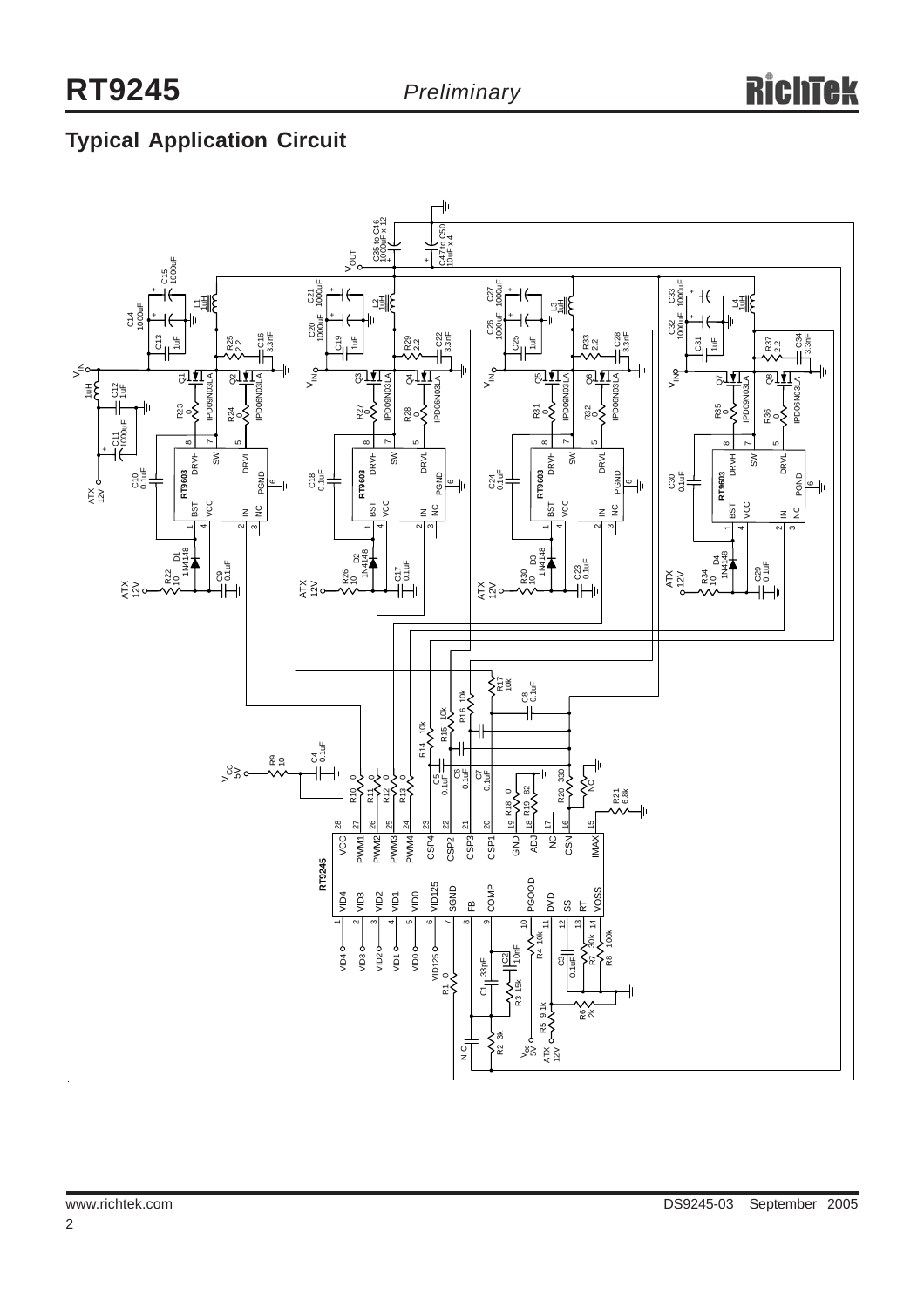## Typical Application Circuit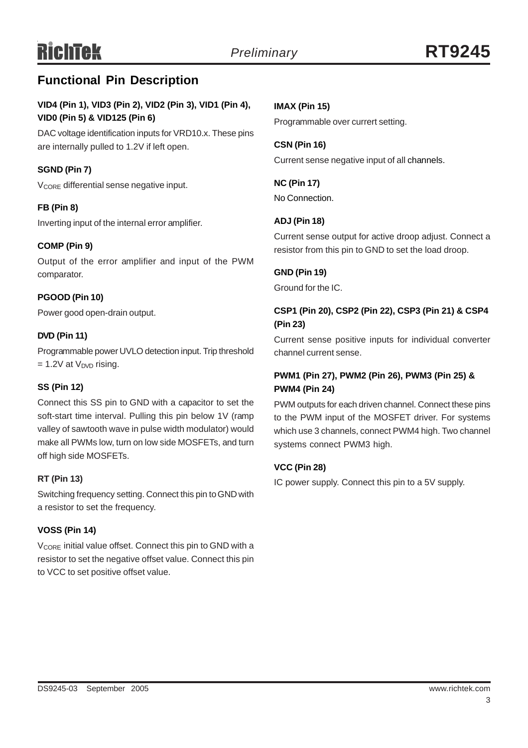## Functional Pin Description

### VID4 (Pin 1), VID3 (Pin 2), VID2 (Pin 3), VID1 (Pin 4), VID0 (Pin 5) & VID125 (Pin 6)

DAC voltage identification inputs for VRD10.x. These pins are internally pulled to 1.2V if left open.

### SGND (Pin 7)

$V_{CORE}$ differential sense negative input.

### FB (Pin 8)

Inverting input of the internal error amplifier.

### COMP (Pin 9)

Output of the error amplifier and input of the PWM comparator.

### PGOOD (Pin 10)

Power good open-drain output.

### DVD (Pin 11)

Programmable power UVLO detection input. Trip threshold = 1.2V at $V_{DVD}$ rising.

### SS (Pin 12)

Connect this SS pin to GND with a capacitor to set the soft-start time interval. Pulling this pin below 1V (ramp valley of sawtooth wave in pulse width modulator) would make all PWMs low, turn on low side MOSFETs, and turn off high side MOSFETs.

### RT (Pin 13)

Switching frequency setting. Connect this pin to GND with a resistor to set the frequency.

### VOSS (Pin 14)

$V_{CORE}$ initial value offset. Connect this pin to GND with a resistor to set the negative offset value. Connect this pin to VCC to set positive offset value.

### IMAX (Pin 15)

Programmable over currert setting.

### CSN (Pin 16)

Current sense negative input of all channels.

### NC (Pin 17)

No Connection.

### ADJ (Pin 18)

Current sense output for active droop adjust. Connect a resistor from this pin to GND to set the load droop.

### GND (Pin 19)

Ground for the IC.

### CSP1 (Pin 20), CSP2 (Pin 22), CSP3 (Pin 21) & CSP4 (Pin 23)

Current sense positive inputs for individual converter channel current sense.

### PWM1 (Pin 27), PWM2 (Pin 26), PWM3 (Pin 25) & PWM4 (Pin 24)

PWM outputs for each driven channel. Connect these pins to the PWM input of the MOSFET driver. For systems which use 3 channels, connect PWM4 high. Two channel systems connect PWM3 high.

### VCC (Pin 28)

IC power supply. Connect this pin to a 5V supply.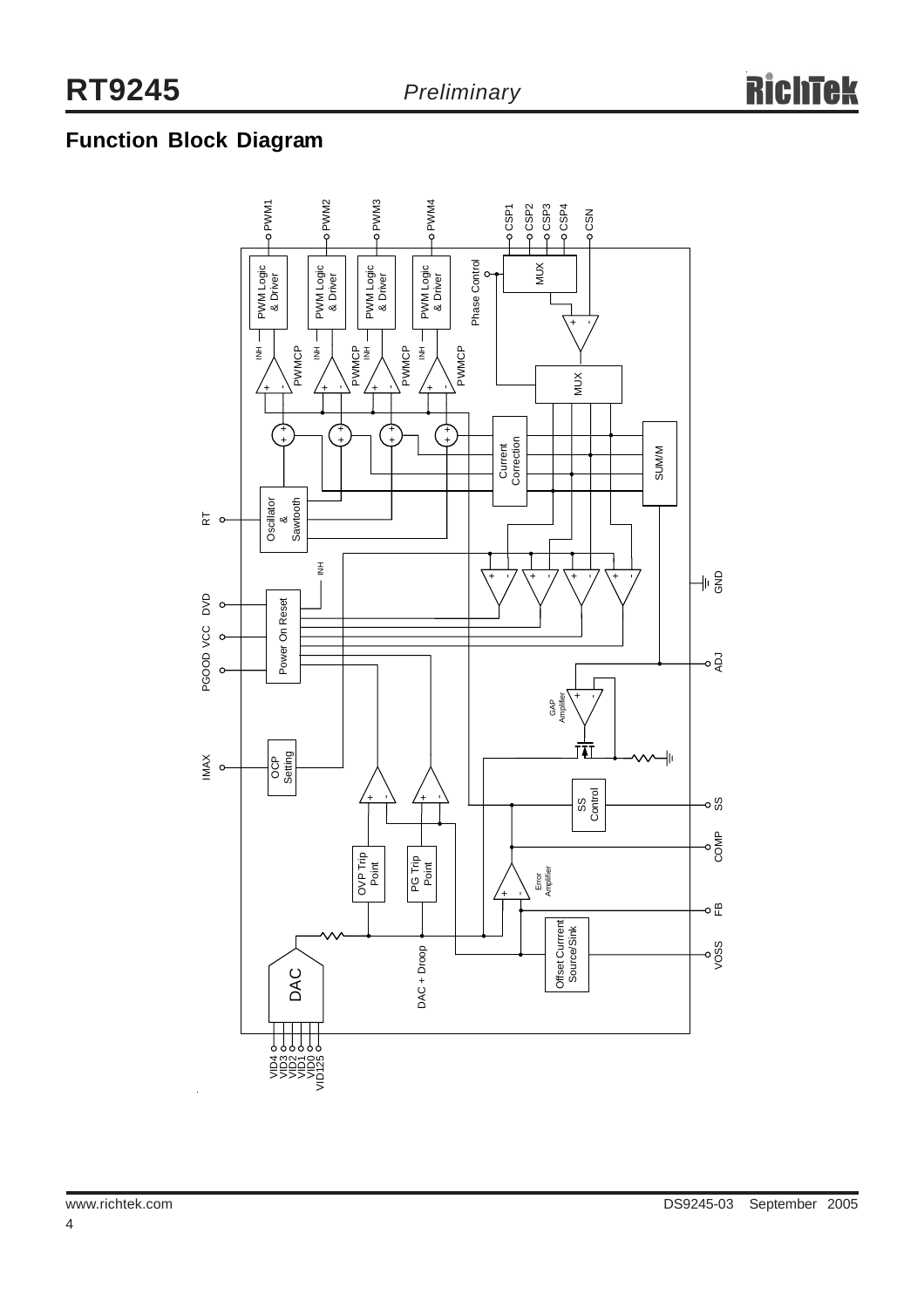## Function Block Diagram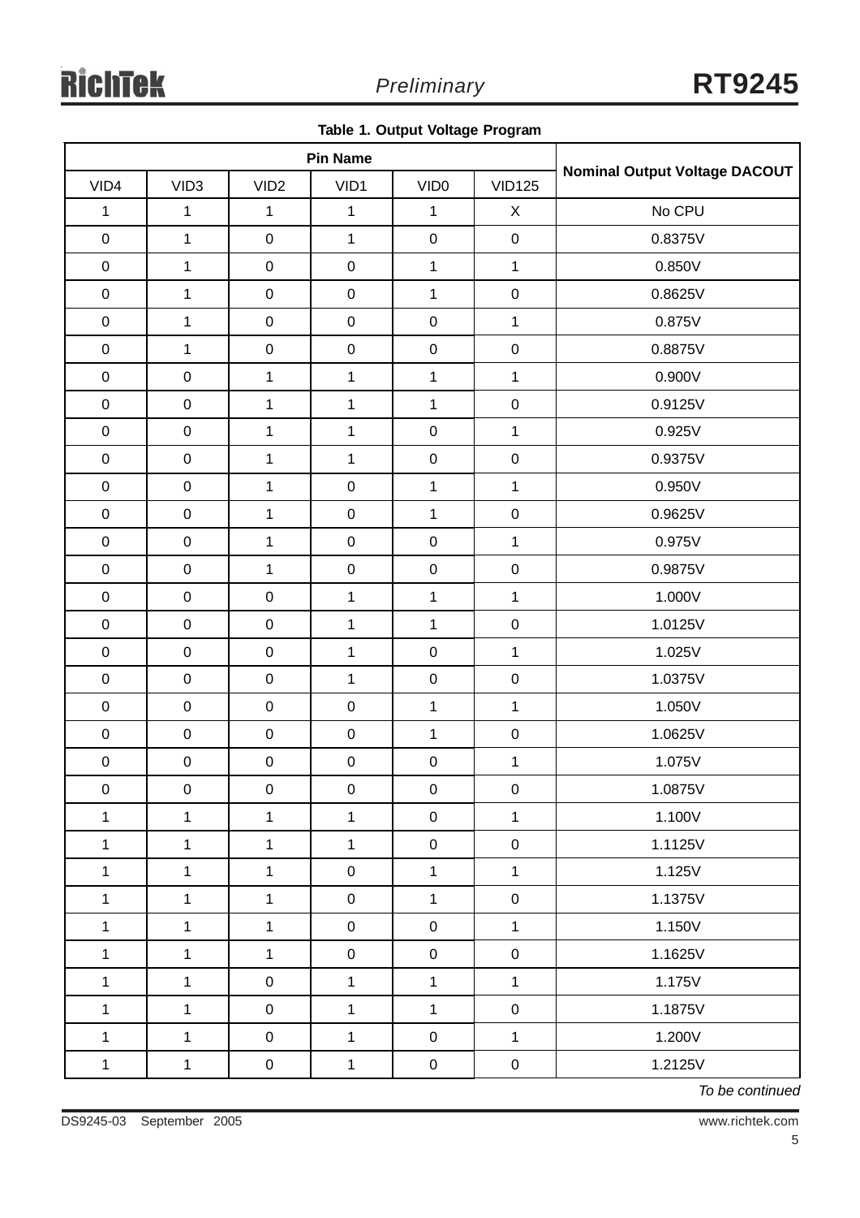**Table 1. Output Voltage Program**

| Pin Name | | | | | | Nominal Output Voltage DACOUT |
|---|---|---|---|---|---|---|
| VID4 | VID3 | VID2 | VID1 | VID0 | VID125 | |
| 1 | 1 | 1 | 1 | 1 | X | No CPU |
| 0 | 1 | 0 | 1 | 0 | 0 | 0.8375V |
| 0 | 1 | 0 | 0 | 1 | 1 | 0.850V |
| 0 | 1 | 0 | 0 | 1 | 0 | 0.8625V |
| 0 | 1 | 0 | 0 | 0 | 1 | 0.875V |
| 0 | 1 | 0 | 0 | 0 | 0 | 0.8875V |
| 0 | 0 | 1 | 1 | 1 | 1 | 0.900V |
| 0 | 0 | 1 | 1 | 1 | 0 | 0.9125V |
| 0 | 0 | 1 | 1 | 0 | 1 | 0.925V |
| 0 | 0 | 1 | 1 | 0 | 0 | 0.9375V |
| 0 | 0 | 1 | 0 | 1 | 1 | 0.950V |
| 0 | 0 | 1 | 0 | 1 | 0 | 0.9625V |
| 0 | 0 | 1 | 0 | 0 | 1 | 0.975V |
| 0 | 0 | 1 | 0 | 0 | 0 | 0.9875V |
| 0 | 0 | 0 | 1 | 1 | 1 | 1.000V |
| 0 | 0 | 0 | 1 | 1 | 0 | 1.0125V |
| 0 | 0 | 0 | 1 | 0 | 1 | 1.025V |
| 0 | 0 | 0 | 1 | 0 | 0 | 1.0375V |
| 0 | 0 | 0 | 0 | 1 | 1 | 1.050V |
| 0 | 0 | 0 | 0 | 1 | 0 | 1.0625V |
| 0 | 0 | 0 | 0 | 0 | 1 | 1.075V |
| 0 | 0 | 0 | 0 | 0 | 0 | 1.0875V |
| 1 | 1 | 1 | 1 | 0 | 1 | 1.100V |
| 1 | 1 | 1 | 1 | 0 | 0 | 1.1125V |
| 1 | 1 | 1 | 0 | 1 | 1 | 1.125V |
| 1 | 1 | 1 | 0 | 1 | 0 | 1.1375V |
| 1 | 1 | 1 | 0 | 0 | 1 | 1.150V |
| 1 | 1 | 1 | 0 | 0 | 0 | 1.1625V |
| 1 | 1 | 0 | 1 | 1 | 1 | 1.175V |
| 1 | 1 | 0 | 1 | 1 | 0 | 1.1875V |
| 1 | 1 | 0 | 1 | 0 | 1 | 1.200V |
| 1 | 1 | 0 | 1 | 0 | 0 | 1.2125V |

*To be continued*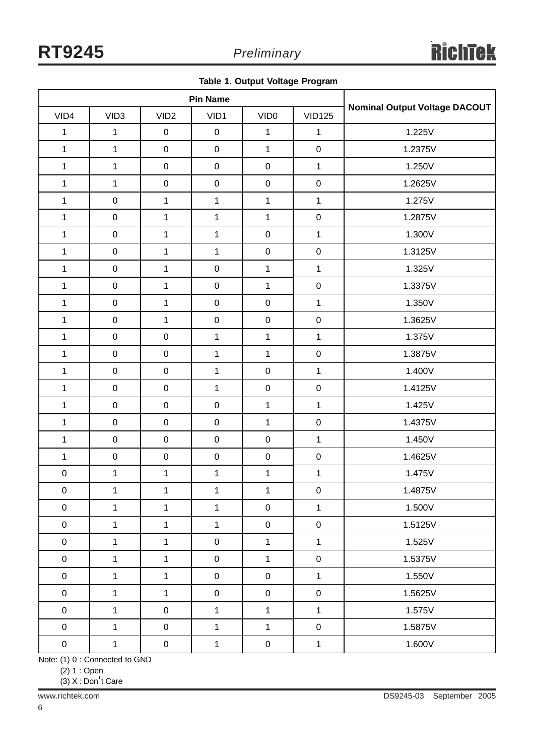**Table 1. Output Voltage Program**

| Pin Name | | | | | | Nominal Output Voltage DACOUT |
|---|---|---|---|---|---|---|
| VID4 | VID3 | VID2 | VID1 | VID0 | VID125 | |
| 1 | 1 | 0 | 0 | 1 | 1 | 1.225V |
| 1 | 1 | 0 | 0 | 1 | 0 | 1.2375V |
| 1 | 1 | 0 | 0 | 0 | 1 | 1.250V |
| 1 | 1 | 0 | 0 | 0 | 0 | 1.2625V |
| 1 | 0 | 1 | 1 | 1 | 1 | 1.275V |
| 1 | 0 | 1 | 1 | 1 | 0 | 1.2875V |
| 1 | 0 | 1 | 1 | 0 | 1 | 1.300V |
| 1 | 0 | 1 | 1 | 0 | 0 | 1.3125V |
| 1 | 0 | 1 | 0 | 1 | 1 | 1.325V |
| 1 | 0 | 1 | 0 | 1 | 0 | 1.3375V |
| 1 | 0 | 1 | 0 | 0 | 1 | 1.350V |
| 1 | 0 | 1 | 0 | 0 | 0 | 1.3625V |
| 1 | 0 | 0 | 1 | 1 | 1 | 1.375V |
| 1 | 0 | 0 | 1 | 1 | 0 | 1.3875V |
| 1 | 0 | 0 | 1 | 0 | 1 | 1.400V |
| 1 | 0 | 0 | 1 | 0 | 0 | 1.4125V |
| 1 | 0 | 0 | 0 | 1 | 1 | 1.425V |
| 1 | 0 | 0 | 0 | 1 | 0 | 1.4375V |
| 1 | 0 | 0 | 0 | 0 | 1 | 1.450V |
| 1 | 0 | 0 | 0 | 0 | 0 | 1.4625V |
| 0 | 1 | 1 | 1 | 1 | 1 | 1.475V |
| 0 | 1 | 1 | 1 | 1 | 0 | 1.4875V |
| 0 | 1 | 1 | 1 | 0 | 1 | 1.500V |
| 0 | 1 | 1 | 1 | 0 | 0 | 1.5125V |
| 0 | 1 | 1 | 0 | 1 | 1 | 1.525V |
| 0 | 1 | 1 | 0 | 1 | 0 | 1.5375V |
| 0 | 1 | 1 | 0 | 0 | 1 | 1.550V |
| 0 | 1 | 1 | 0 | 0 | 0 | 1.5625V |
| 0 | 1 | 0 | 1 | 1 | 1 | 1.575V |
| 0 | 1 | 0 | 1 | 1 | 0 | 1.5875V |
| 0 | 1 | 0 | 1 | 0 | 1 | 1.600V |

Note: (1) 0 : Connected to GND
(2) 1 : Open
(3) X : Don't Care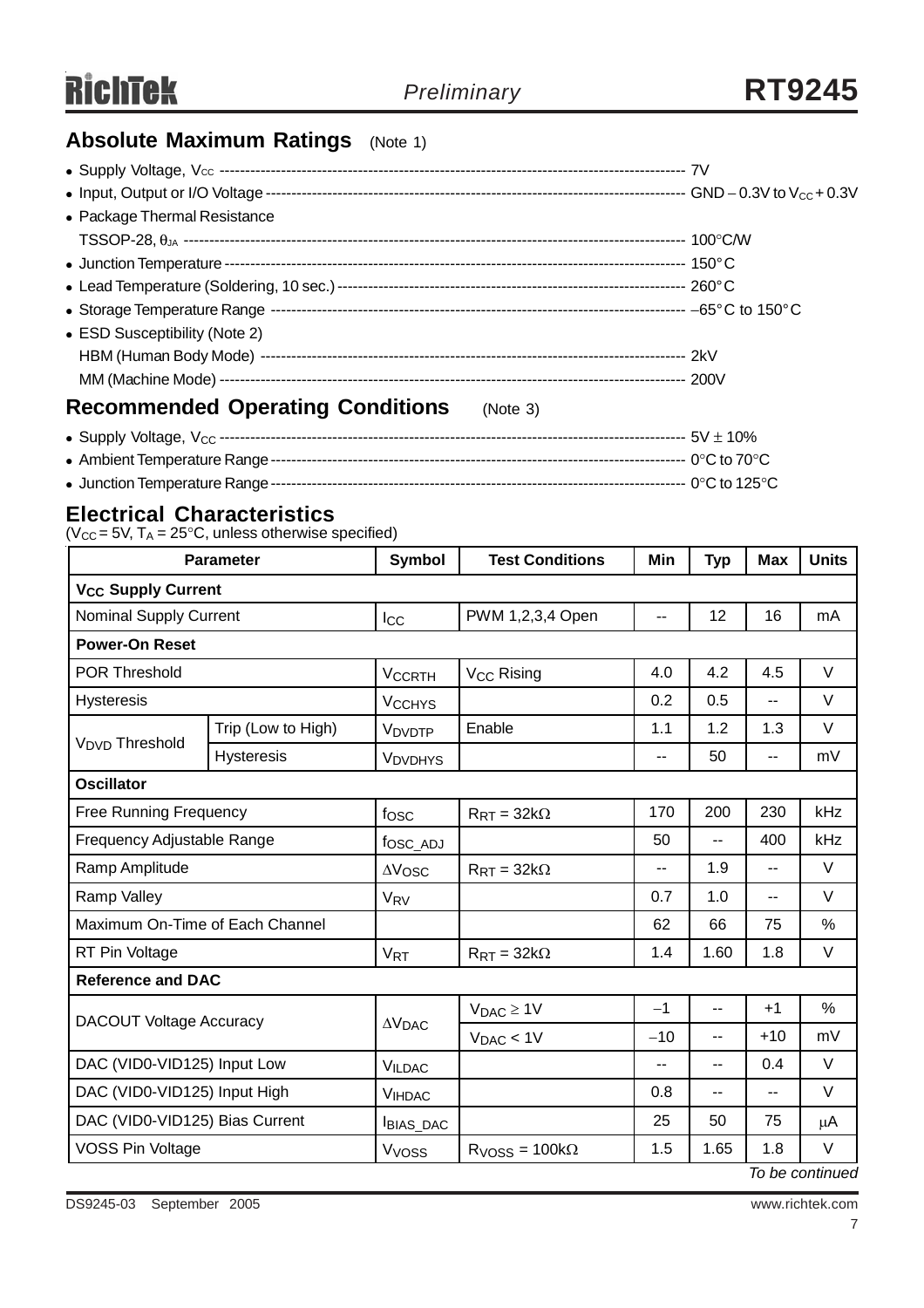## Absolute Maximum Ratings (Note 1)

- Supply Voltage, $V_{CC}$ ---------- 7V
- Input, Output or I/O Voltage ---------- GND − 0.3V to $V_{CC}$ + 0.3V
- Package Thermal Resistance
  TSSOP-28, $\theta_{JA}$ ---------- 100°C/W
- Junction Temperature ---------- 150°C
- Lead Temperature (Soldering, 10 sec.) ---------- 260°C
- Storage Temperature Range ---------- −65°C to 150°C
- ESD Susceptibility (Note 2)
  HBM (Human Body Mode) ---------- 2kV
  MM (Machine Mode) ---------- 200V

## Recommended Operating Conditions (Note 3)

- Supply Voltage, $V_{CC}$ ---------- 5V ± 10%
- Ambient Temperature Range ---------- 0°C to 70°C
- Junction Temperature Range ---------- 0°C to 125°C

## Electrical Characteristics

($V_{CC}$ = 5V, $T_A$ = 25°C, unless otherwise specified)

| Parameter | | Symbol | Test Conditions | Min | Typ | Max | Units |
|---|---|---|---|---|---|---|---|
| **$V_{CC}$ Supply Current** | | | | | | | |
| Nominal Supply Current | | $I_{CC}$ | PWM 1,2,3,4 Open | -- | 12 | 16 | mA |
| **Power-On Reset** | | | | | | | |
| POR Threshold | | $V_{CCRTH}$ | $V_{CC}$ Rising | 4.0 | 4.2 | 4.5 | V |
| Hysteresis | | $V_{CCHYS}$ | | 0.2 | 0.5 | -- | V |
| $V_{DVD}$ Threshold | Trip (Low to High) | $V_{DVDTP}$ | Enable | 1.1 | 1.2 | 1.3 | V |
| | Hysteresis | $V_{DVDHYS}$ | | -- | 50 | -- | mV |
| **Oscillator** | | | | | | | |
| Free Running Frequency | | $f_{OSC}$ | $R_{RT}$ = 32kΩ | 170 | 200 | 230 | kHz |
| Frequency Adjustable Range | | $f_{OSC\_ADJ}$ | | 50 | -- | 400 | kHz |
| Ramp Amplitude | | $\Delta V_{OSC}$ | $R_{RT}$ = 32kΩ | -- | 1.9 | -- | V |
| Ramp Valley | | $V_{RV}$ | | 0.7 | 1.0 | -- | V |
| Maximum On-Time of Each Channel | | | | 62 | 66 | 75 | % |
| RT Pin Voltage | | $V_{RT}$ | $R_{RT}$ = 32kΩ | 1.4 | 1.60 | 1.8 | V |
| **Reference and DAC** | | | | | | | |
| DACOUT Voltage Accuracy | | $\Delta V_{DAC}$ | $V_{DAC} \geq 1V$ | −1 | -- | +1 | % |
| | | | $V_{DAC} < 1V$ | −10 | -- | +10 | mV |
| DAC (VID0-VID125) Input Low | | $V_{ILDAC}$ | | -- | -- | 0.4 | V |
| DAC (VID0-VID125) Input High | | $V_{IHDAC}$ | | 0.8 | -- | -- | V |
| DAC (VID0-VID125) Bias Current | | $I_{BIAS\_DAC}$ | | 25 | 50 | 75 | μA |
| VOSS Pin Voltage | | $V_{VOSS}$ | $R_{VOSS}$ = 100kΩ | 1.5 | 1.65 | 1.8 | V |

*To be continued*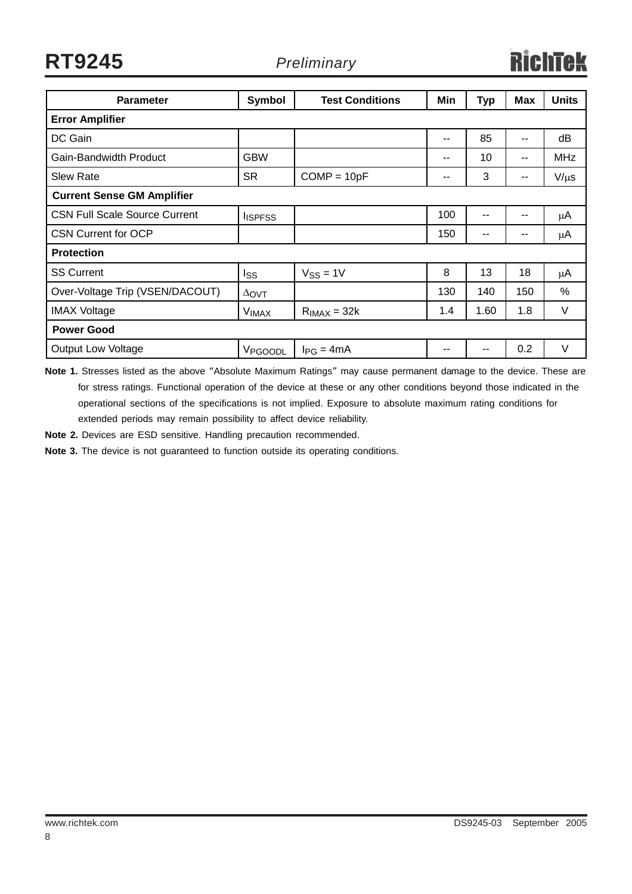| Parameter | Symbol | Test Conditions | Min | Typ | Max | Units |
|---|---|---|---|---|---|---|
| **Error Amplifier** | | | | | | |
| DC Gain | | | -- | 85 | -- | dB |
| Gain-Bandwidth Product | GBW | | -- | 10 | -- | MHz |
| Slew Rate | SR | COMP = 10pF | -- | 3 | -- | V/μs |
| **Current Sense GM Amplifier** | | | | | | |
| CSN Full Scale Source Current | $I_{ISPFSS}$ | | 100 | -- | -- | μA |
| CSN Current for OCP | | | 150 | -- | -- | μA |
| **Protection** | | | | | | |
| SS Current | $I_{SS}$ | $V_{SS}$ = 1V | 8 | 13 | 18 | μA |
| Over-Voltage Trip (VSEN/DACOUT) | $\Delta_{OVT}$ | | 130 | 140 | 150 | % |
| IMAX Voltage | $V_{IMAX}$ | $R_{IMAX}$ = 32k | 1.4 | 1.60 | 1.8 | V |
| **Power Good** | | | | | | |
| Output Low Voltage | $V_{PGOODL}$ | $I_{PG}$ = 4mA | -- | -- | 0.2 | V |

**Note 1.** Stresses listed as the above "Absolute Maximum Ratings" may cause permanent damage to the device. These are for stress ratings. Functional operation of the device at these or any other conditions beyond those indicated in the operational sections of the specifications is not implied. Exposure to absolute maximum rating conditions for extended periods may remain possibility to affect device reliability.

**Note 2.** Devices are ESD sensitive. Handling precaution recommended.

**Note 3.** The device is not guaranteed to function outside its operating conditions.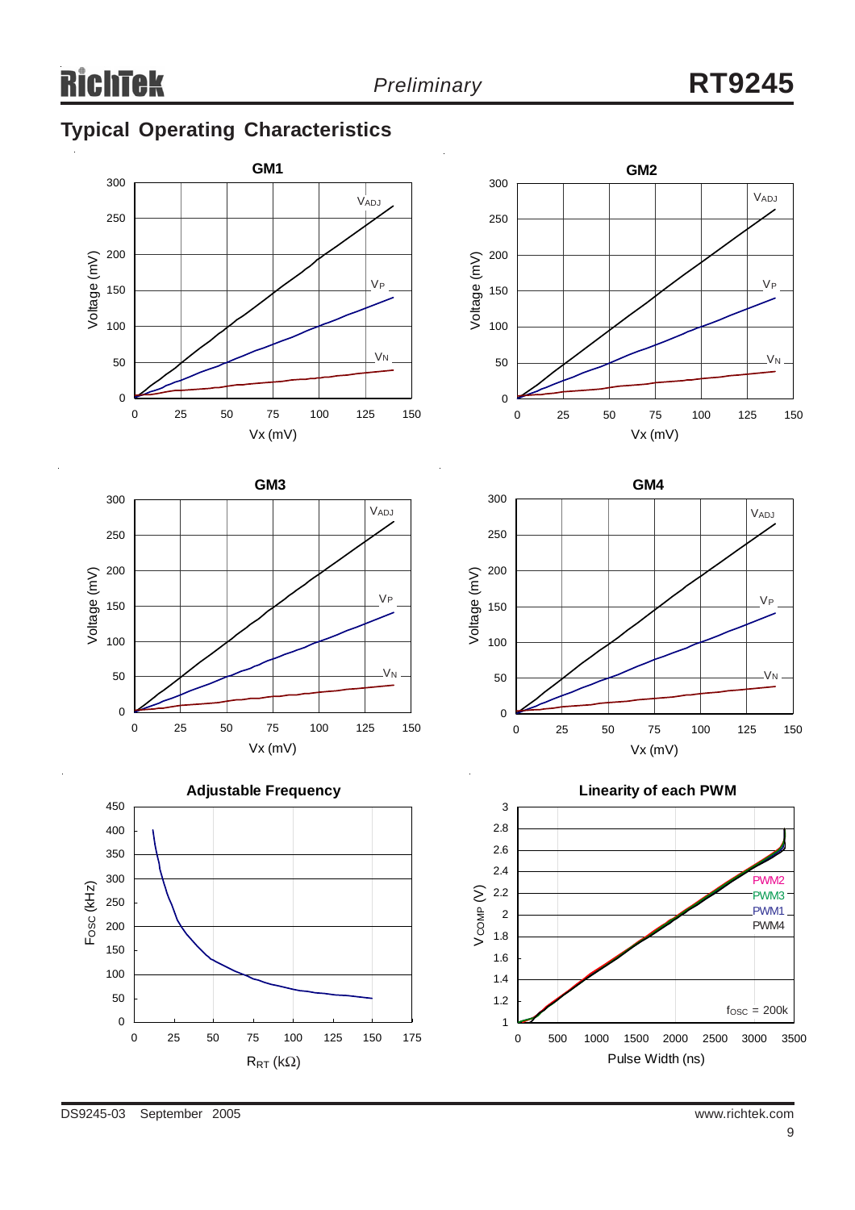## Typical Operating Characteristics

**GM1**

Voltage (mV) vs Vx (mV): $V_{ADJ}$, $V_P$, $V_N$

**GM2**

Voltage (mV) vs Vx (mV): $V_{ADJ}$, $V_P$, $V_N$

**GM3**

Voltage (mV) vs Vx (mV): $V_{ADJ}$, $V_P$, $V_N$

**GM4**

Voltage (mV) vs Vx (mV): $V_{ADJ}$, $V_P$, $V_N$

**Adjustable Frequency**

$F_{OSC}$ (kHz) vs $R_{RT}$ (kΩ)

**Linearity of each PWM**

$V_{COMP}$ (V) vs Pulse Width (ns): PWM2, PWM3, PWM1, PWM4; $f_{OSC}$ = 200k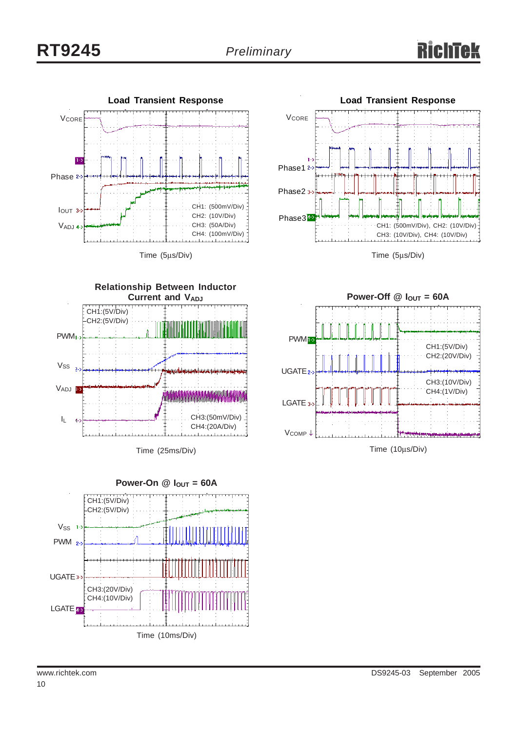**Load Transient Response**

$V_{CORE}$

Phase

$I_{OUT}$

$V_{ADJ}$

CH1: (500mV/Div)
CH2: (10V/Div)
CH3: (50A/Div)
CH4: (100mV/Div)

Time (5μs/Div)

**Load Transient Response**

$V_{CORE}$

Phase1

Phase2

Phase3

CH1: (500mV/Div), CH2: (10V/Div)
CH3: (10V/Div), CH4: (10V/Div)

Time (5μs/Div)

**Relationship Between Inductor Current and $V_{ADJ}$**

CH1:(5V/Div)
CH2:(5V/Div)

PWM

$V_{SS}$

$V_{ADJ}$

$I_L$

CH3:(50mV/Div)
CH4:(20A/Div)

Time (25ms/Div)

**Power-Off @ $I_{OUT}$ = 60A**

PWM

UGATE

LGATE

$V_{COMP}$

CH1:(5V/Div)
CH2:(20V/Div)

CH3:(10V/Div)
CH4:(1V/Div)

Time (10μs/Div)

**Power-On @ $I_{OUT}$ = 60A**

CH1:(5V/Div)
CH2:(5V/Div)

$V_{SS}$

PWM

UGATE

LGATE

CH3:(20V/Div)
CH4:(10V/Div)

Time (10ms/Div)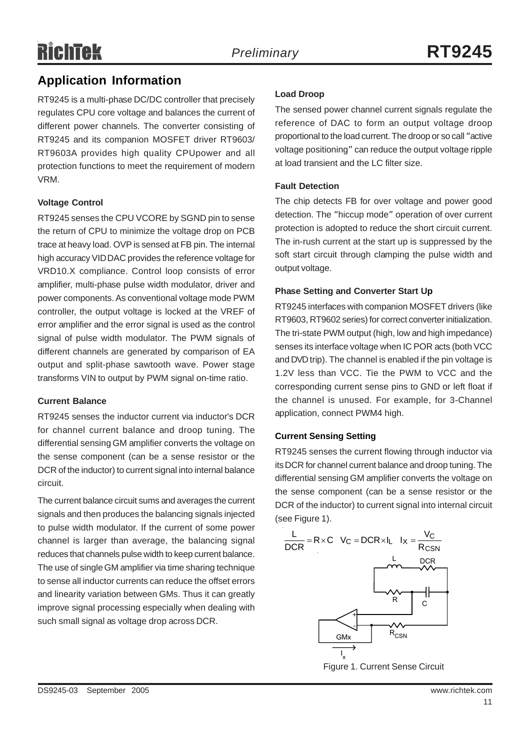## Application Information

RT9245 is a multi-phase DC/DC controller that precisely regulates CPU core voltage and balances the current of different power channels. The converter consisting of RT9245 and its companion MOSFET driver RT9603/ RT9603A provides high quality CPUpower and all protection functions to meet the requirement of modern VRM.

**Voltage Control**

RT9245 senses the CPU VCORE by SGND pin to sense the return of CPU to minimize the voltage drop on PCB trace at heavy load. OVP is sensed at FB pin. The internal high accuracy VID DAC provides the reference voltage for VRD10.X compliance. Control loop consists of error amplifier, multi-phase pulse width modulator, driver and power components. As conventional voltage mode PWM controller, the output voltage is locked at the VREF of error amplifier and the error signal is used as the control signal of pulse width modulator. The PWM signals of different channels are generated by comparison of EA output and split-phase sawtooth wave. Power stage transforms VIN to output by PWM signal on-time ratio.

**Current Balance**

RT9245 senses the inductor current via inductor's DCR for channel current balance and droop tuning. The differential sensing GM amplifier converts the voltage on the sense component (can be a sense resistor or the DCR of the inductor) to current signal into internal balance circuit.

The current balance circuit sums and averages the current signals and then produces the balancing signals injected to pulse width modulator. If the current of some power channel is larger than average, the balancing signal reduces that channels pulse width to keep current balance. The use of single GM amplifier via time sharing technique to sense all inductor currents can reduce the offset errors and linearity variation between GMs. Thus it can greatly improve signal processing especially when dealing with such small signal as voltage drop across DCR.

**Load Droop**

The sensed power channel current signals regulate the reference of DAC to form an output voltage droop proportional to the load current. The droop or so call "active voltage positioning" can reduce the output voltage ripple at load transient and the LC filter size.

**Fault Detection**

The chip detects FB for over voltage and power good detection. The "hiccup mode" operation of over current protection is adopted to reduce the short circuit current. The in-rush current at the start up is suppressed by the soft start circuit through clamping the pulse width and output voltage.

**Phase Setting and Converter Start Up**

RT9245 interfaces with companion MOSFET drivers (like RT9603, RT9602 series) for correct converter initialization. The tri-state PWM output (high, low and high impedance) senses its interface voltage when IC POR acts (both VCC and DVD trip). The channel is enabled if the pin voltage is 1.2V less than VCC. Tie the PWM to VCC and the corresponding current sense pins to GND or left float if the channel is unused. For example, for 3-Channel application, connect PWM4 high.

**Current Sensing Setting**

RT9245 senses the current flowing through inductor via its DCR for channel current balance and droop tuning. The differential sensing GM amplifier converts the voltage on the sense component (can be a sense resistor or the DCR of the inductor) to current signal into internal circuit (see Figure 1).

$$\frac{L}{DCR} = R \times C \quad V_C = DCR \times I_L \quad I_X = \frac{V_C}{R_{CSN}}$$

Figure 1. Current Sense Circuit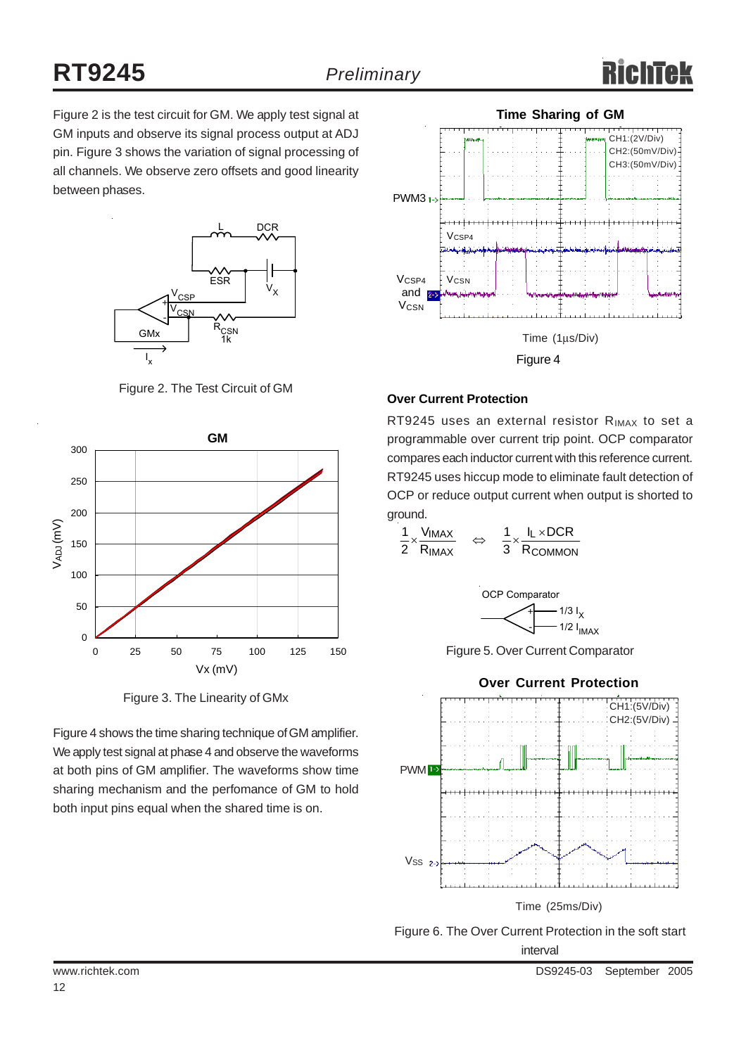Figure 2 is the test circuit for GM. We apply test signal at GM inputs and observe its signal process output at ADJ pin. Figure 3 shows the variation of signal processing of all channels. We observe zero offsets and good linearity between phases.

Figure 2. The Test Circuit of GM

Figure 3. The Linearity of GMx

Figure 4 shows the time sharing technique of GM amplifier. We apply test signal at phase 4 and observe the waveforms at both pins of GM amplifier. The waveforms show time sharing mechanism and the perfomance of GM to hold both input pins equal when the shared time is on.

Figure 4

### Over Current Protection

RT9245 uses an external resistor $R_{IMAX}$ to set a programmable over current trip point. OCP comparator compares each inductor current with this reference current. RT9245 uses hiccup mode to eliminate fault detection of OCP or reduce output current when output is shorted to ground.

$$\frac{1}{2} \times \frac{V_{IMAX}}{R_{IMAX}} \Leftrightarrow \frac{1}{3} \times \frac{I_L \times DCR}{R_{COMMON}}$$

Figure 5. Over Current Comparator

Figure 6. The Over Current Protection in the soft start interval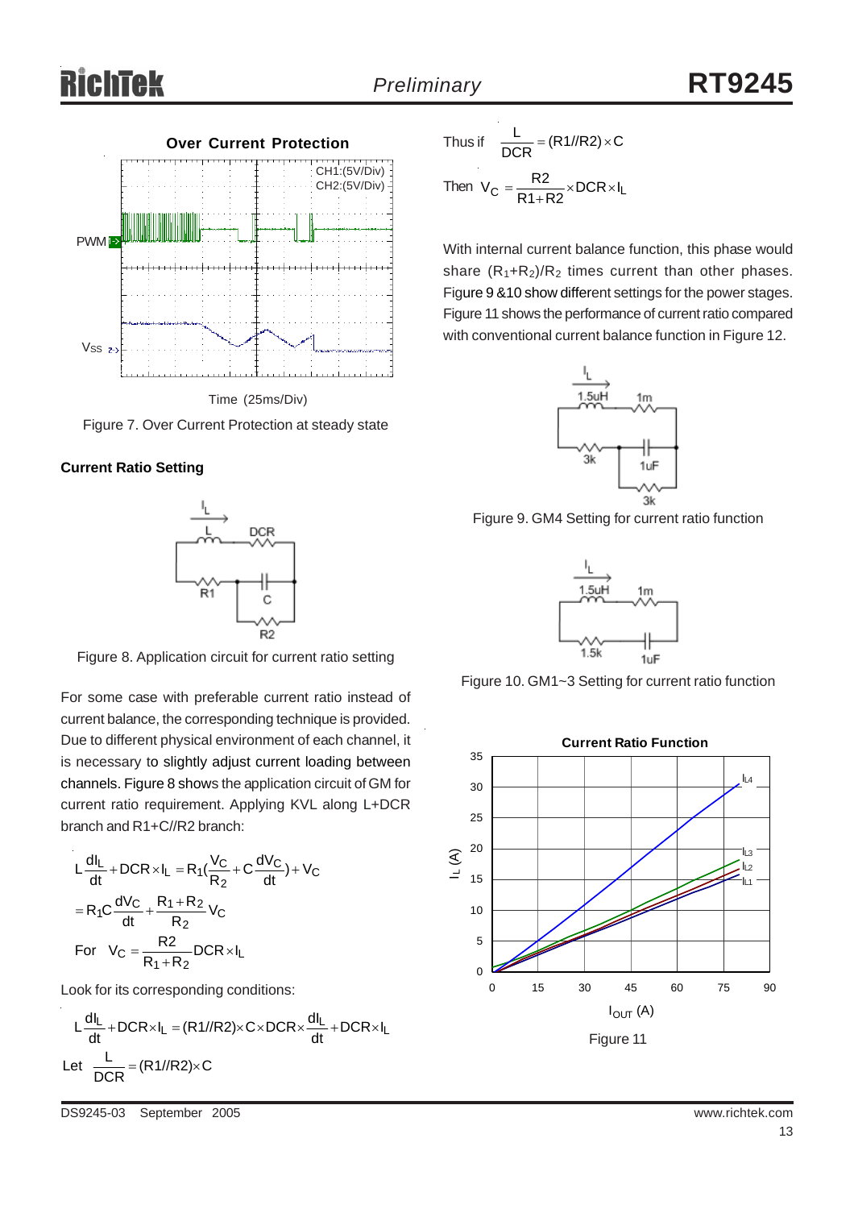Figure 7. Over Current Protection at steady state

**Current Ratio Setting**

Figure 8. Application circuit for current ratio setting

For some case with preferable current ratio instead of current balance, the corresponding technique is provided. Due to different physical environment of each channel, it is necessary to slightly adjust current loading between channels. Figure 8 shows the application circuit of GM for current ratio requirement. Applying KVL along L+DCR branch and R1+C//R2 branch:

$$L\frac{dI_L}{dt} + DCR \times I_L = R_1\left(\frac{V_C}{R_2} + C\frac{dV_C}{dt}\right) + V_C$$

$$= R_1C\frac{dV_C}{dt} + \frac{R_1 + R_2}{R_2}V_C$$

$$\text{For} \quad V_C = \frac{R2}{R_1 + R_2}DCR \times I_L$$

Look for its corresponding conditions:

$$L\frac{dI_L}{dt} + DCR \times I_L = (R1//R2) \times C \times DCR \times \frac{dI_L}{dt} + DCR \times I_L$$

$$\text{Let} \quad \frac{L}{DCR} = (R1//R2) \times C$$

$$\text{Thus if} \quad \frac{L}{DCR} = (R1//R2) \times C$$

$$\text{Then} \quad V_C = \frac{R2}{R1 + R2} \times DCR \times I_L$$

With internal current balance function, this phase would share $(R_1+R_2)/R_2$ times current than other phases. Figure 9 &10 show different settings for the power stages. Figure 11 shows the performance of current ratio compared with conventional current balance function in Figure 12.

Figure 9. GM4 Setting for current ratio function

Figure 10. GM1~3 Setting for current ratio function

Figure 11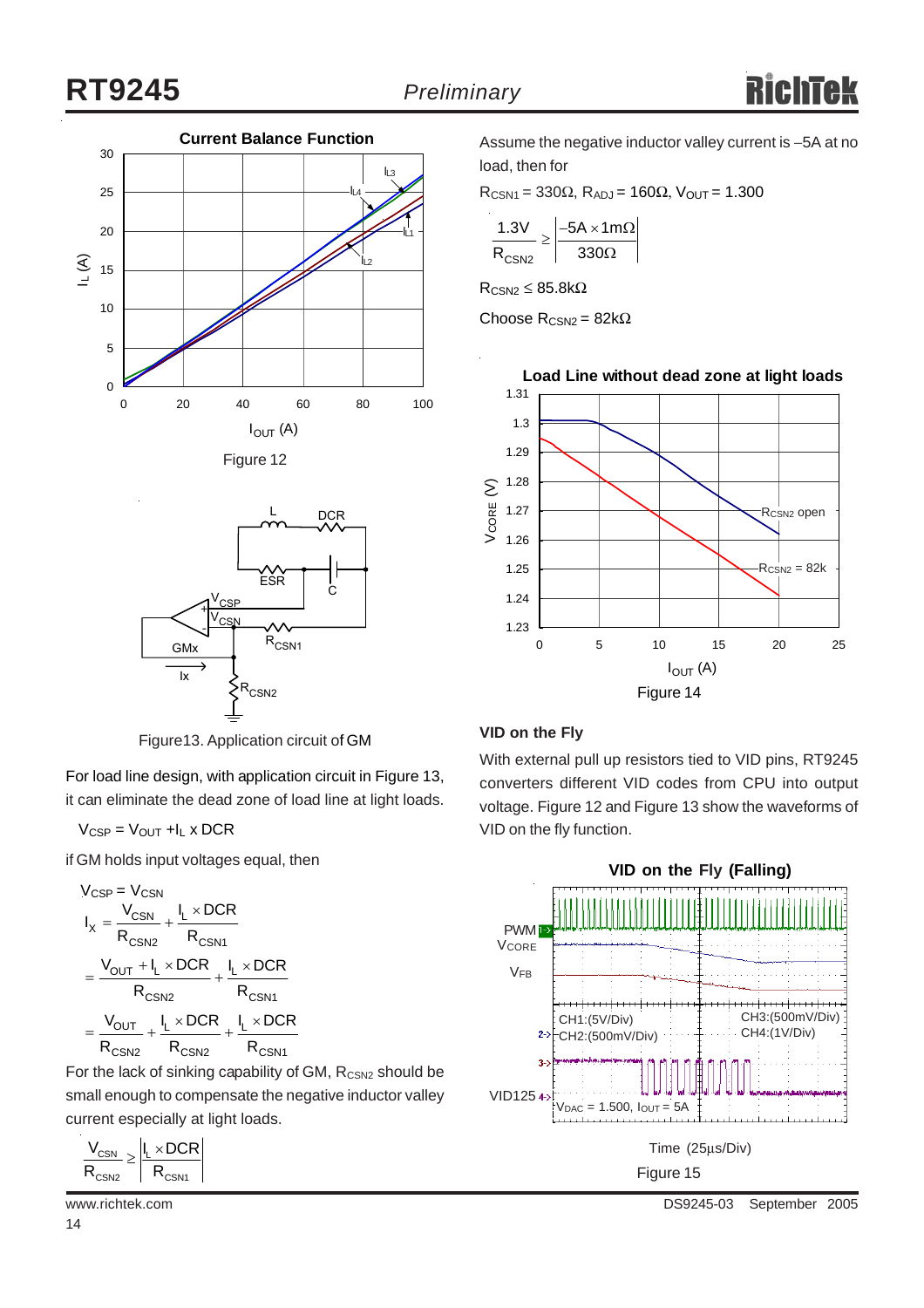Figure 12

Figure13. Application circuit of GM

For load line design, with application circuit in Figure 13, it can eliminate the dead zone of load line at light loads.

$$V_{CSP} = V_{OUT} + I_L \times DCR$$

if GM holds input voltages equal, then

$$V_{CSP} = V_{CSN}$$

$$I_X = \frac{V_{CSN}}{R_{CSN2}} + \frac{I_L \times DCR}{R_{CSN1}}$$

$$= \frac{V_{OUT} + I_L \times DCR}{R_{CSN2}} + \frac{I_L \times DCR}{R_{CSN1}}$$

$$= \frac{V_{OUT}}{R_{CSN2}} + \frac{I_L \times DCR}{R_{CSN2}} + \frac{I_L \times DCR}{R_{CSN1}}$$

For the lack of sinking capability of GM, $R_{CSN2}$ should be small enough to compensate the negative inductor valley current especially at light loads.

$$\frac{V_{CSN}}{R_{CSN2}} \geq \left| \frac{I_L \times DCR}{R_{CSN1}} \right|$$

Assume the negative inductor valley current is –5A at no load, then for

$R_{CSN1} = 330\Omega$, $R_{ADJ} = 160\Omega$, $V_{OUT} = 1.300$

$$\frac{1.3V}{R_{CSN2}} \geq \left| \frac{-5A \times 1m\Omega}{330\Omega} \right|$$

$R_{CSN2} \leq 85.8k\Omega$

Choose $R_{CSN2} = 82k\Omega$

Figure 14

### VID on the Fly

With external pull up resistors tied to VID pins, RT9245 converters different VID codes from CPU into output voltage. Figure 12 and Figure 13 show the waveforms of VID on the fly function.

Figure 15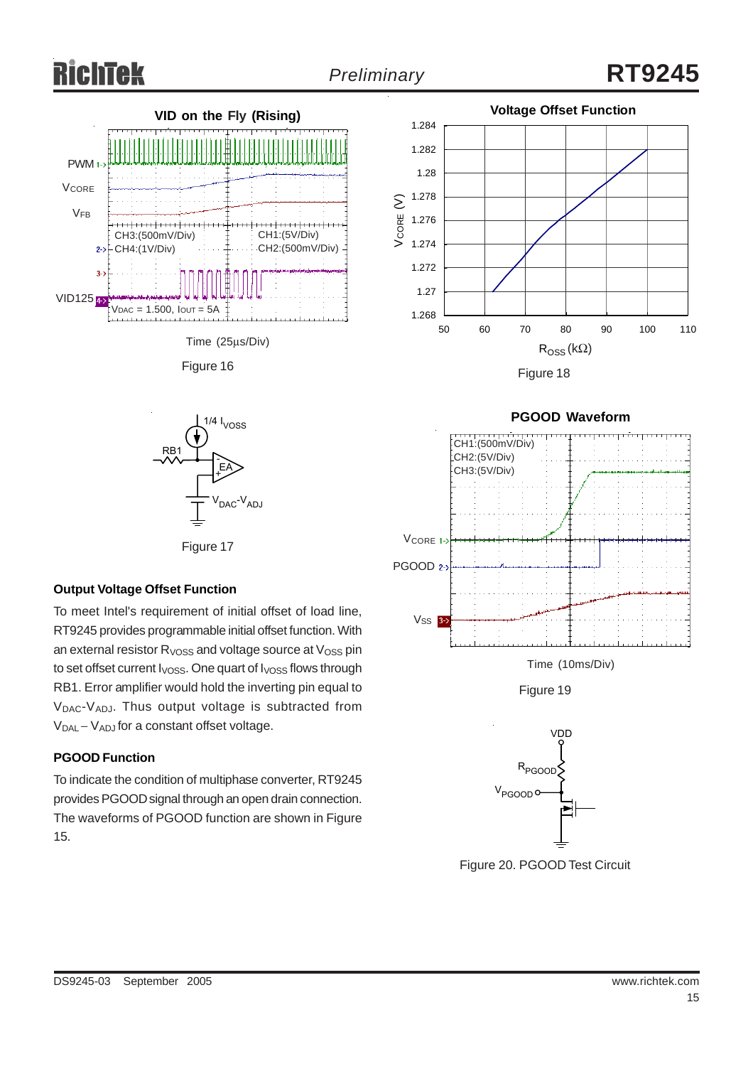**VID on the Fly (Rising)**

PWM, VCORE, VFB, VID125

CH3:(500mV/Div) CH1:(5V/Div)
CH4:(1V/Div) CH2:(500mV/Div)

$V_{DAC}$ = 1.500, $I_{OUT}$ = 5A

Time (25μs/Div)

Figure 16

1/4 $I_{VOSS}$

RB1

EA

$V_{DAC}$-$V_{ADJ}$

Figure 17

**Voltage Offset Function**

Figure 18

**PGOOD Waveform**

CH1:(500mV/Div)
CH2:(5V/Div)
CH3:(5V/Div)

VCORE, PGOOD, VSS

Time (10ms/Div)

Figure 19

VDD

$R_{PGOOD}$

$V_{PGOOD}$

Figure 20. PGOOD Test Circuit

### Output Voltage Offset Function

To meet Intel's requirement of initial offset of load line, RT9245 provides programmable initial offset function. With an external resistor $R_{VOSS}$ and voltage source at $V_{OSS}$ pin to set offset current $I_{VOSS}$. One quart of $I_{VOSS}$ flows through RB1. Error amplifier would hold the inverting pin equal to $V_{DAC}$-$V_{ADJ}$. Thus output voltage is subtracted from $V_{DAL}$ – $V_{ADJ}$ for a constant offset voltage.

### PGOOD Function

To indicate the condition of multiphase converter, RT9245 provides PGOOD signal through an open drain connection. The waveforms of PGOOD function are shown in Figure 15.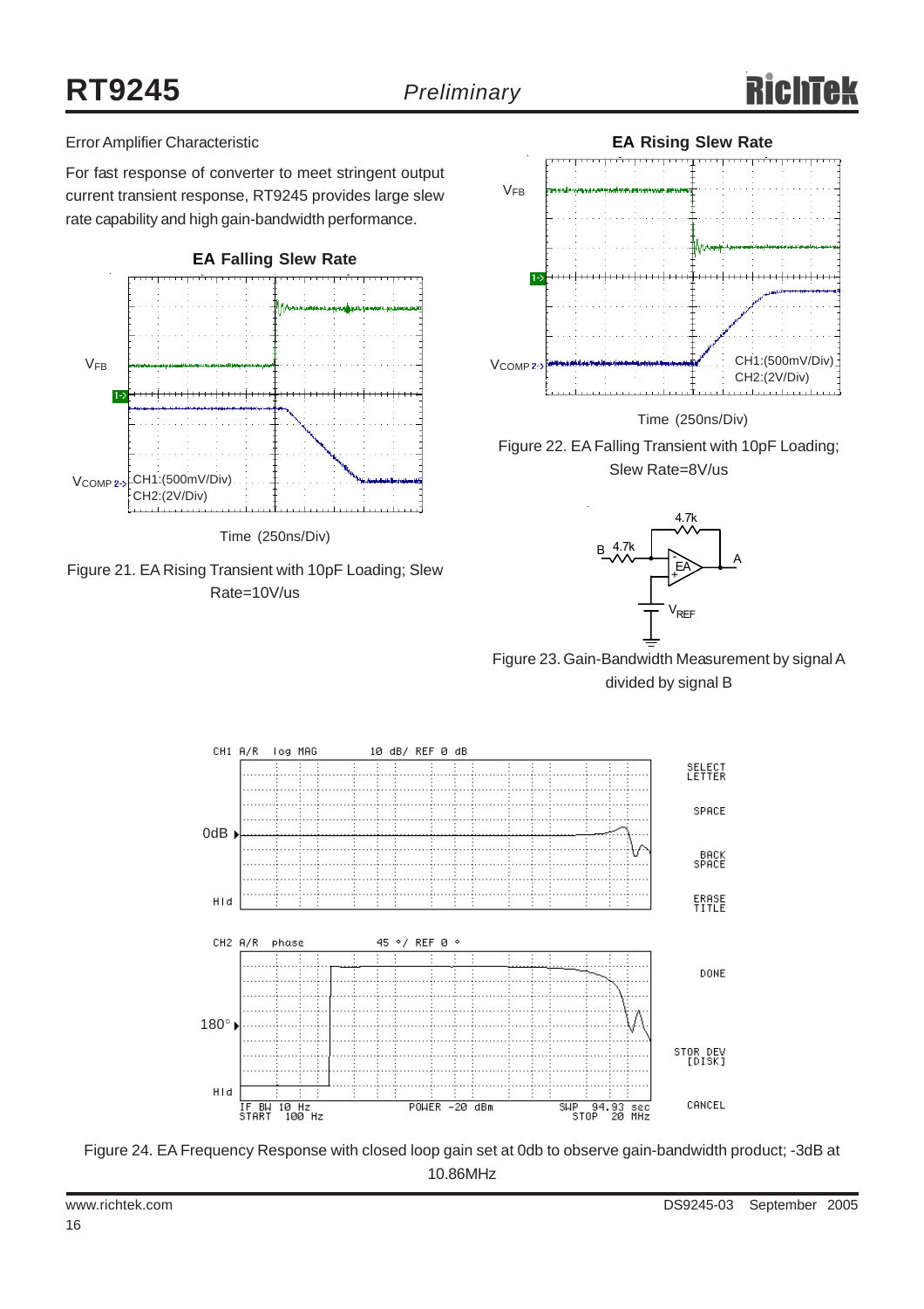Error Amplifier Characteristic

For fast response of converter to meet stringent output current transient response, RT9245 provides large slew rate capability and high gain-bandwidth performance.

**EA Falling Slew Rate**

Figure 21. EA Rising Transient with 10pF Loading; Slew Rate=10V/us

**EA Rising Slew Rate**

Figure 22. EA Falling Transient with 10pF Loading; Slew Rate=8V/us

Figure 23. Gain-Bandwidth Measurement by signal A divided by signal B

Figure 24. EA Frequency Response with closed loop gain set at 0db to observe gain-bandwidth product; -3dB at 10.86MHz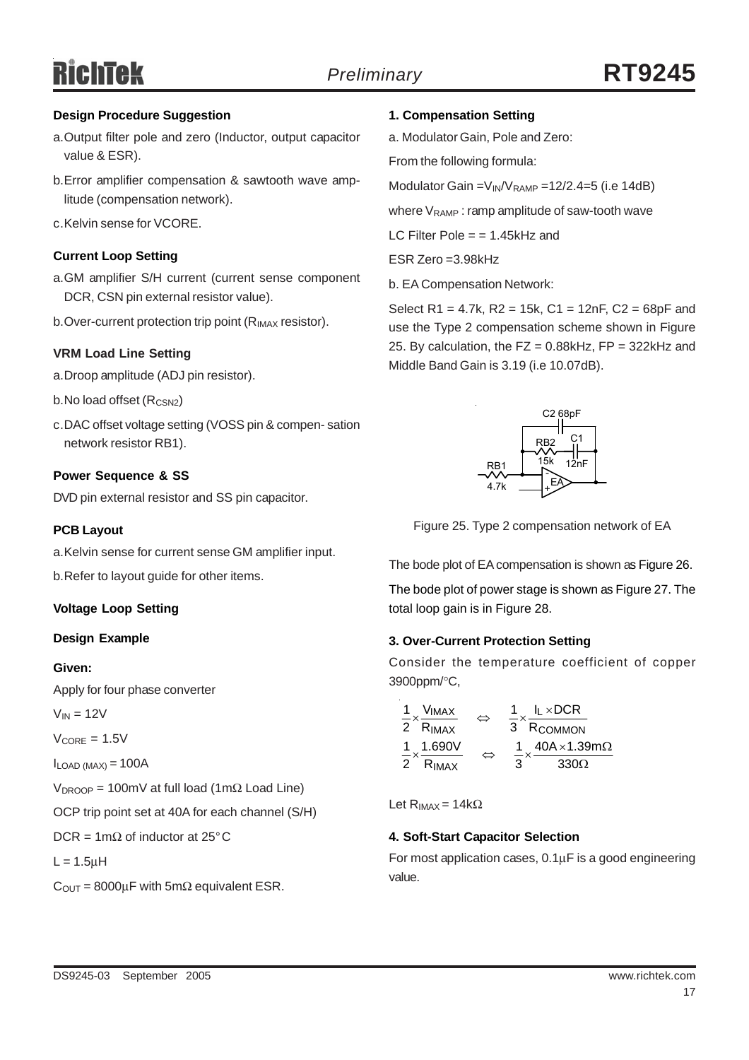**Design Procedure Suggestion**

a. Output filter pole and zero (Inductor, output capacitor value & ESR).

b. Error amplifier compensation & sawtooth wave amplitude (compensation network).

c. Kelvin sense for VCORE.

**Current Loop Setting**

a. GM amplifier S/H current (current sense component DCR, CSN pin external resistor value).

b. Over-current protection trip point ($R_{IMAX}$ resistor).

**VRM Load Line Setting**

a. Droop amplitude (ADJ pin resistor).

b. No load offset ($R_{CSN2}$)

c. DAC offset voltage setting (VOSS pin & compen- sation network resistor RB1).

**Power Sequence & SS**

DVD pin external resistor and SS pin capacitor.

**PCB Layout**

a. Kelvin sense for current sense GM amplifier input.

b. Refer to layout guide for other items.

**Voltage Loop Setting**

**Design Example**

**Given:**

Apply for four phase converter

$V_{IN}$ = 12V

$V_{CORE}$ = 1.5V

$I_{LOAD\,(MAX)}$ = 100A

$V_{DROOP}$ = 100mV at full load (1mΩ Load Line)

OCP trip point set at 40A for each channel (S/H)

DCR = 1mΩ of inductor at 25°C

L = 1.5μH

$C_{OUT}$ = 8000μF with 5mΩ equivalent ESR.

**1. Compensation Setting**

a. Modulator Gain, Pole and Zero:

From the following formula:

Modulator Gain = $V_{IN}/V_{RAMP}$ = 12/2.4=5 (i.e 14dB)

where $V_{RAMP}$ : ramp amplitude of saw-tooth wave

LC Filter Pole = = 1.45kHz and

ESR Zero =3.98kHz

b. EA Compensation Network:

Select R1 = 4.7k, R2 = 15k, C1 = 12nF, C2 = 68pF and use the Type 2 compensation scheme shown in Figure 25. By calculation, the FZ = 0.88kHz, FP = 322kHz and Middle Band Gain is 3.19 (i.e 10.07dB).

Figure 25. Type 2 compensation network of EA

The bode plot of EA compensation is shown as Figure 26.

The bode plot of power stage is shown as Figure 27. The total loop gain is in Figure 28.

**3. Over-Current Protection Setting**

Consider the temperature coefficient of copper 3900ppm/°C,

$$\frac{1}{2}\times\frac{V_{IMAX}}{R_{IMAX}} \Leftrightarrow \frac{1}{3}\times\frac{I_L \times DCR}{R_{COMMON}}$$

$$\frac{1}{2}\times\frac{1.690V}{R_{IMAX}} \Leftrightarrow \frac{1}{3}\times\frac{40A\times 1.39m\Omega}{330\Omega}$$

Let $R_{IMAX}$ = 14kΩ

**4. Soft-Start Capacitor Selection**

For most application cases, 0.1μF is a good engineering value.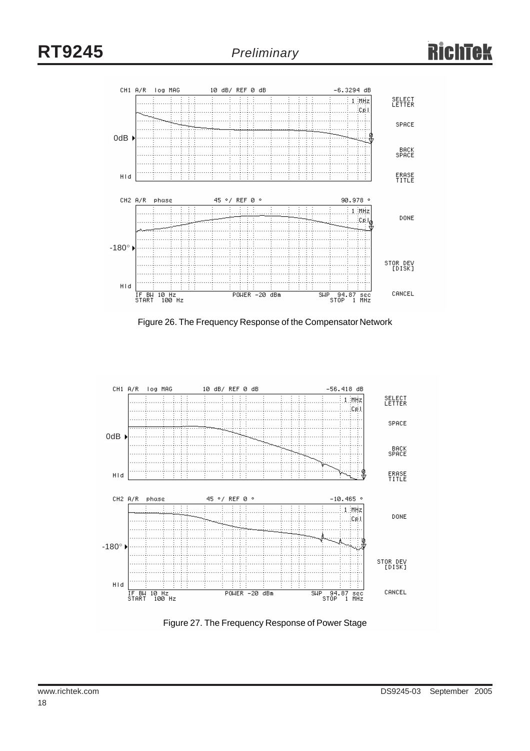Figure 26. The Frequency Response of the Compensator Network

Figure 27. The Frequency Response of Power Stage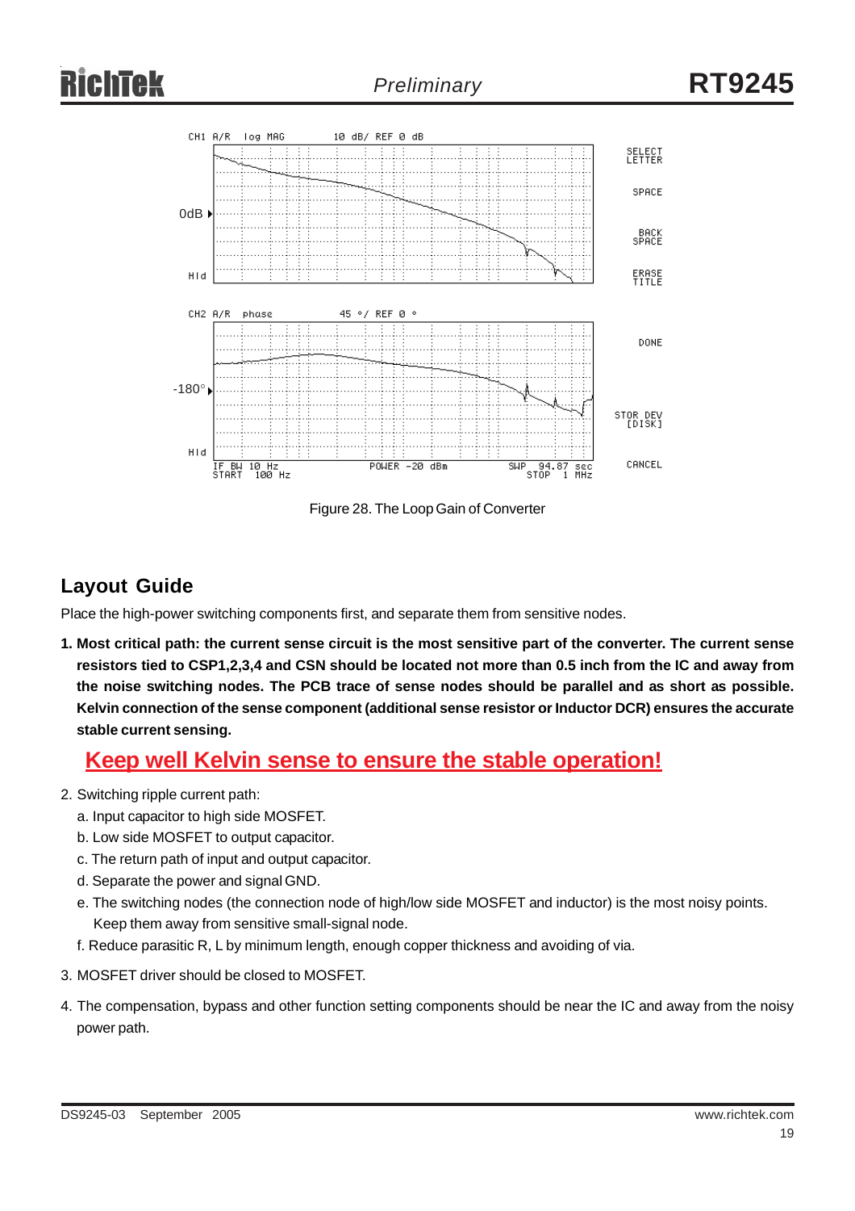Figure 28. The Loop Gain of Converter

## Layout Guide

Place the high-power switching components first, and separate them from sensitive nodes.

1. **Most critical path: the current sense circuit is the most sensitive part of the converter. The current sense resistors tied to CSP1,2,3,4 and CSN should be located not more than 0.5 inch from the IC and away from the noise switching nodes. The PCB trace of sense nodes should be parallel and as short as possible. Kelvin connection of the sense component (additional sense resistor or Inductor DCR) ensures the accurate stable current sensing.**

   **Keep well Kelvin sense to ensure the stable operation!**

2. Switching ripple current path:
   a. Input capacitor to high side MOSFET.
   b. Low side MOSFET to output capacitor.
   c. The return path of input and output capacitor.
   d. Separate the power and signal GND.
   e. The switching nodes (the connection node of high/low side MOSFET and inductor) is the most noisy points. Keep them away from sensitive small-signal node.
   f. Reduce parasitic R, L by minimum length, enough copper thickness and avoiding of via.

3. MOSFET driver should be closed to MOSFET.

4. The compensation, bypass and other function setting components should be near the IC and away from the noisy power path.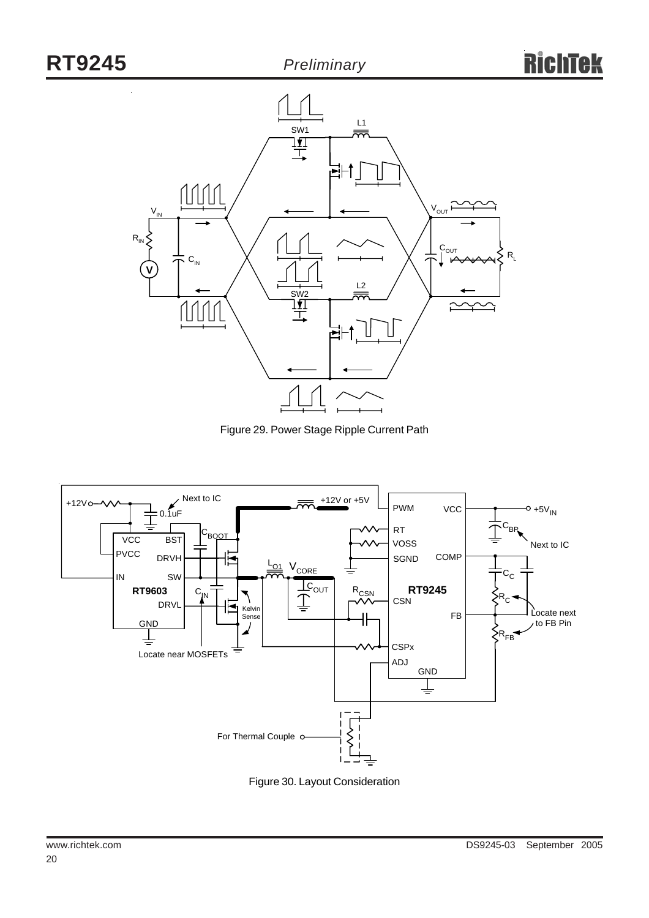Figure 29. Power Stage Ripple Current Path

Figure 30. Layout Consideration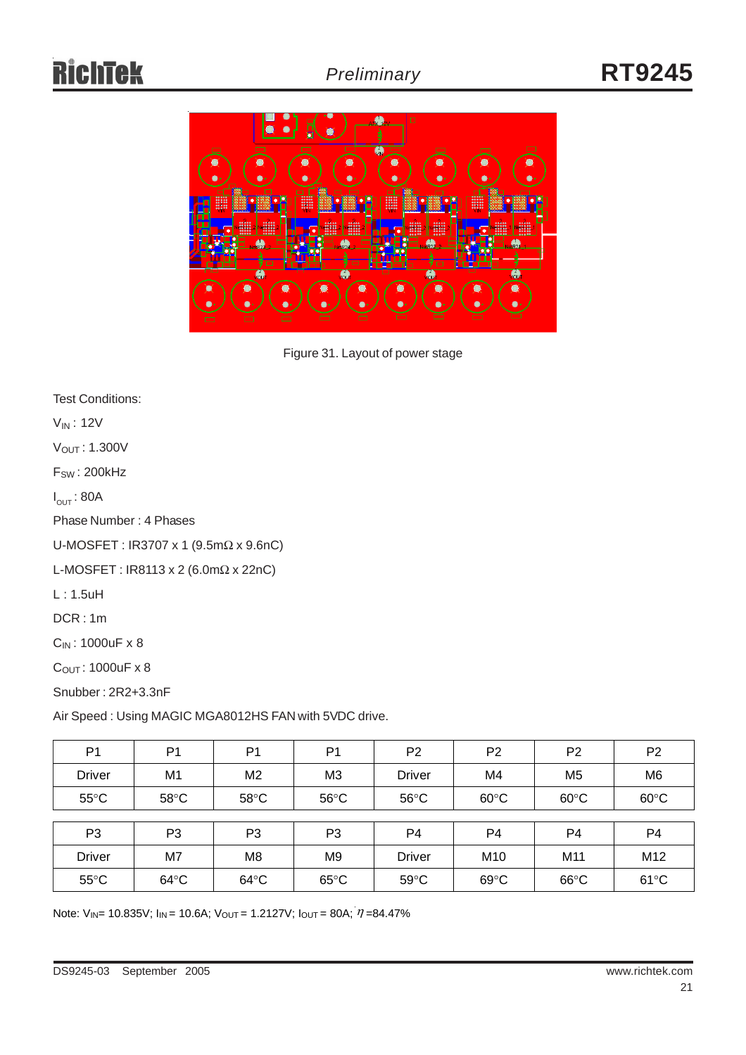Figure 31. Layout of power stage

Test Conditions:

$V_{IN}$ : 12V

$V_{OUT}$ : 1.300V

$F_{SW}$ : 200kHz

$I_{OUT}$ : 80A

Phase Number : 4 Phases

U-MOSFET : IR3707 x 1 (9.5mΩ x 9.6nC)

L-MOSFET : IR8113 x 2 (6.0mΩ x 22nC)

L : 1.5uH

DCR : 1m

$C_{IN}$ : 1000uF x 8

$C_{OUT}$ : 1000uF x 8

Snubber : 2R2+3.3nF

Air Speed : Using MAGIC MGA8012HS FAN with 5VDC drive.

| P1 | P1 | P1 | P1 | P2 | P2 | P2 | P2 |
|---|---|---|---|---|---|---|---|
| Driver | M1 | M2 | M3 | Driver | M4 | M5 | M6 |
| 55°C | 58°C | 58°C | 56°C | 56°C | 60°C | 60°C | 60°C |

| P3 | P3 | P3 | P3 | P4 | P4 | P4 | P4 |
|---|---|---|---|---|---|---|---|
| Driver | M7 | M8 | M9 | Driver | M10 | M11 | M12 |
| 55°C | 64°C | 64°C | 65°C | 59°C | 69°C | 66°C | 61°C |

Note: $V_{IN}$= 10.835V; $I_{IN}$ = 10.6A; $V_{OUT}$ = 1.2127V; $I_{OUT}$ = 80A; $\eta$ =84.47%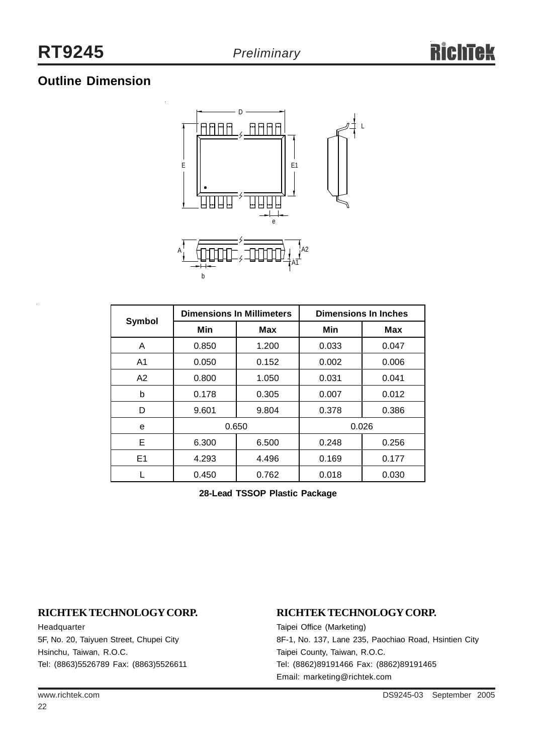## Outline Dimension

D

L

E

E1

e

A

A2

A1

b

| Symbol | Dimensions In Millimeters | | Dimensions In Inches | |
|---|---|---|---|---|
| | Min | Max | Min | Max |
| A | 0.850 | 1.200 | 0.033 | 0.047 |
| A1 | 0.050 | 0.152 | 0.002 | 0.006 |
| A2 | 0.800 | 1.050 | 0.031 | 0.041 |
| b | 0.178 | 0.305 | 0.007 | 0.012 |
| D | 9.601 | 9.804 | 0.378 | 0.386 |
| e | 0.650 | | 0.026 | |
| E | 6.300 | 6.500 | 0.248 | 0.256 |
| E1 | 4.293 | 4.496 | 0.169 | 0.177 |
| L | 0.450 | 0.762 | 0.018 | 0.030 |

**28-Lead TSSOP Plastic Package**

**RICHTEK TECHNOLOGY CORP.**

Headquarter
5F, No. 20, Taiyuen Street, Chupei City
Hsinchu, Taiwan, R.O.C.
Tel: (8863)5526789 Fax: (8863)5526611

**RICHTEK TECHNOLOGY CORP.**

Taipei Office (Marketing)
8F-1, No. 137, Lane 235, Paochiao Road, Hsintien City
Taipei County, Taiwan, R.O.C.
Tel: (8862)89191466 Fax: (8862)89191465
Email: marketing@richtek.com